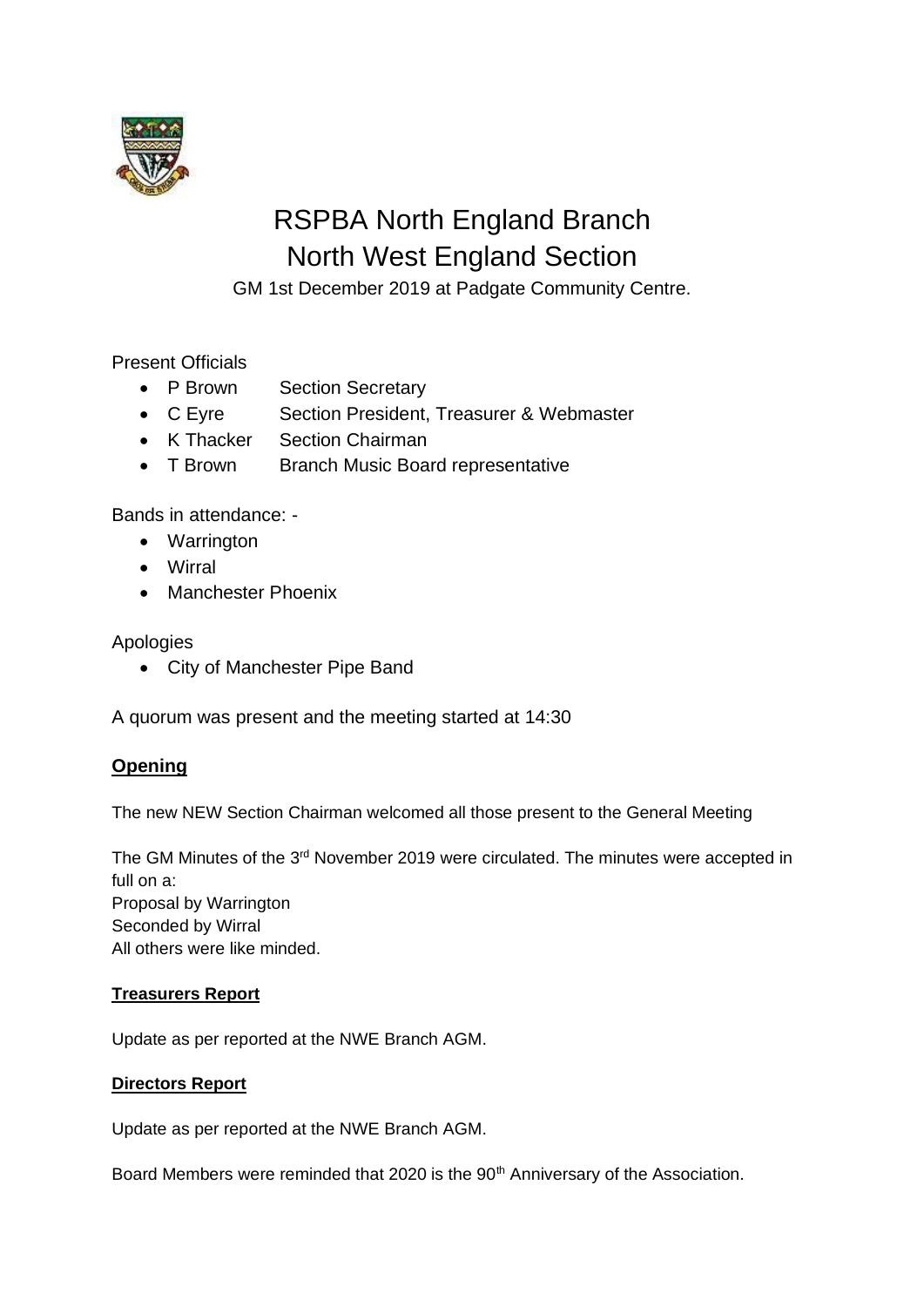# RSPBA North England Branch
# North West England Section

GM 1st December 2019 at Padgate Community Centre.

Present Officials

- P Brown Section Secretary
- C Eyre Section President, Treasurer & Webmaster
- K Thacker Section Chairman
- T Brown Branch Music Board representative

Bands in attendance: -

- Warrington
- Wirral
- Manchester Phoenix

Apologies

- City of Manchester Pipe Band

A quorum was present and the meeting started at 14:30

## **Opening**

The new NEW Section Chairman welcomed all those present to the General Meeting

The GM Minutes of the 3rd November 2019 were circulated. The minutes were accepted in full on a:
Proposal by Warrington
Seconded by Wirral
All others were like minded.

### **Treasurers Report**

Update as per reported at the NWE Branch AGM.

### **Directors Report**

Update as per reported at the NWE Branch AGM.

Board Members were reminded that 2020 is the 90th Anniversary of the Association.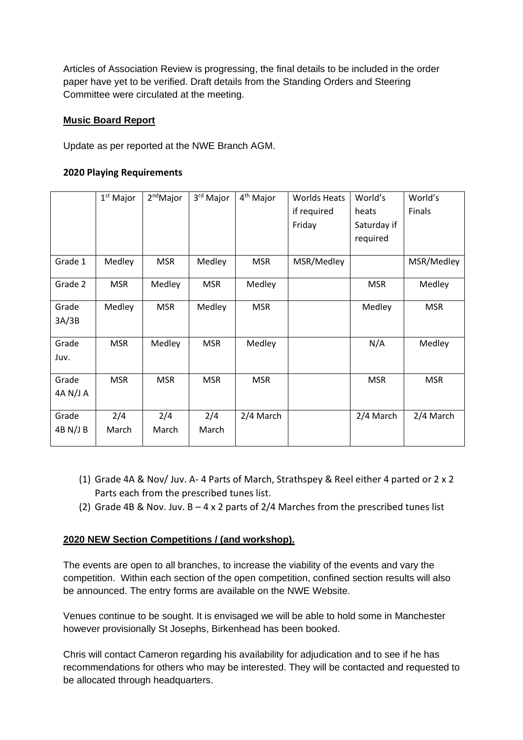Articles of Association Review is progressing, the final details to be included in the order paper have yet to be verified. Draft details from the Standing Orders and Steering Committee were circulated at the meeting.

**Music Board Report**

Update as per reported at the NWE Branch AGM.

**2020 Playing Requirements**

| | 1st Major | 2ndMajor | 3rd Major | 4th Major | Worlds Heats if required Friday | World's heats Saturday if required | World's Finals |
|---|---|---|---|---|---|---|---|
| Grade 1 | Medley | MSR | Medley | MSR | MSR/Medley | | MSR/Medley |
| Grade 2 | MSR | Medley | MSR | Medley | | MSR | Medley |
| Grade 3A/3B | Medley | MSR | Medley | MSR | | Medley | MSR |
| Grade Juv. | MSR | Medley | MSR | Medley | | N/A | Medley |
| Grade 4A N/J A | MSR | MSR | MSR | MSR | | MSR | MSR |
| Grade 4B N/J B | 2/4 March | 2/4 March | 2/4 March | 2/4 March | | 2/4 March | 2/4 March |

(1) Grade 4A & Nov/ Juv. A- 4 Parts of March, Strathspey & Reel either 4 parted or 2 x 2 Parts each from the prescribed tunes list.

(2) Grade 4B & Nov. Juv. B – 4 x 2 parts of 2/4 Marches from the prescribed tunes list

**2020 NEW Section Competitions / (and workshop).**

The events are open to all branches, to increase the viability of the events and vary the competition. Within each section of the open competition, confined section results will also be announced. The entry forms are available on the NWE Website.

Venues continue to be sought. It is envisaged we will be able to hold some in Manchester however provisionally St Josephs, Birkenhead has been booked.

Chris will contact Cameron regarding his availability for adjudication and to see if he has recommendations for others who may be interested. They will be contacted and requested to be allocated through headquarters.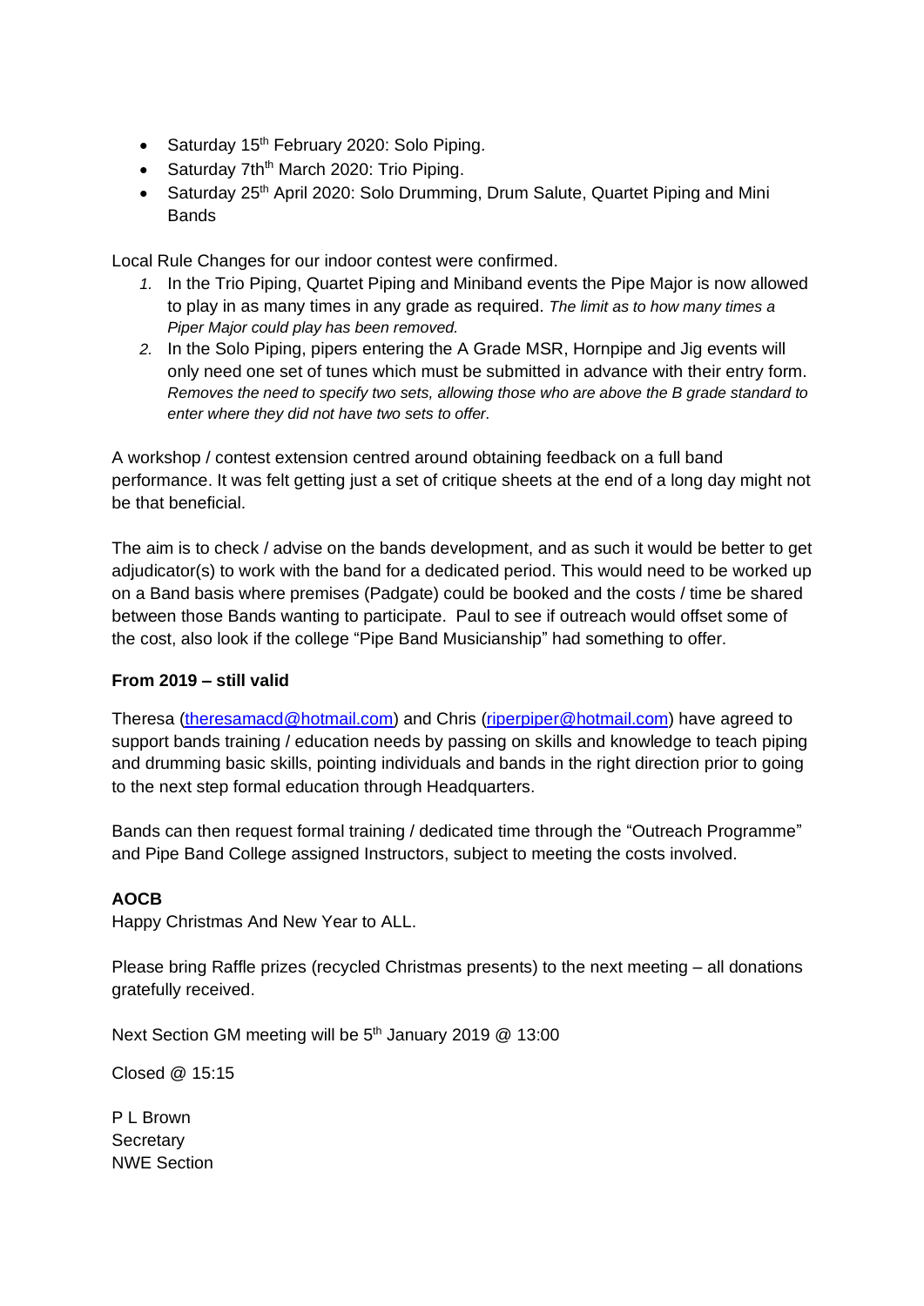- Saturday 15th February 2020: Solo Piping.
- Saturday 7thth March 2020: Trio Piping.
- Saturday 25th April 2020: Solo Drumming, Drum Salute, Quartet Piping and Mini Bands

Local Rule Changes for our indoor contest were confirmed.

1. In the Trio Piping, Quartet Piping and Miniband events the Pipe Major is now allowed to play in as many times in any grade as required. *The limit as to how many times a Piper Major could play has been removed.*
2. In the Solo Piping, pipers entering the A Grade MSR, Hornpipe and Jig events will only need one set of tunes which must be submitted in advance with their entry form. *Removes the need to specify two sets, allowing those who are above the B grade standard to enter where they did not have two sets to offer.*

A workshop / contest extension centred around obtaining feedback on a full band performance. It was felt getting just a set of critique sheets at the end of a long day might not be that beneficial.

The aim is to check / advise on the bands development, and as such it would be better to get adjudicator(s) to work with the band for a dedicated period. This would need to be worked up on a Band basis where premises (Padgate) could be booked and the costs / time be shared between those Bands wanting to participate. Paul to see if outreach would offset some of the cost, also look if the college "Pipe Band Musicianship" had something to offer.

**From 2019 – still valid**

Theresa (theresamacd@hotmail.com) and Chris (riperpiper@hotmail.com) have agreed to support bands training / education needs by passing on skills and knowledge to teach piping and drumming basic skills, pointing individuals and bands in the right direction prior to going to the next step formal education through Headquarters.

Bands can then request formal training / dedicated time through the "Outreach Programme" and Pipe Band College assigned Instructors, subject to meeting the costs involved.

**AOCB**

Happy Christmas And New Year to ALL.

Please bring Raffle prizes (recycled Christmas presents) to the next meeting – all donations gratefully received.

Next Section GM meeting will be 5th January 2019 @ 13:00

Closed @ 15:15

P L Brown
Secretary
NWE Section